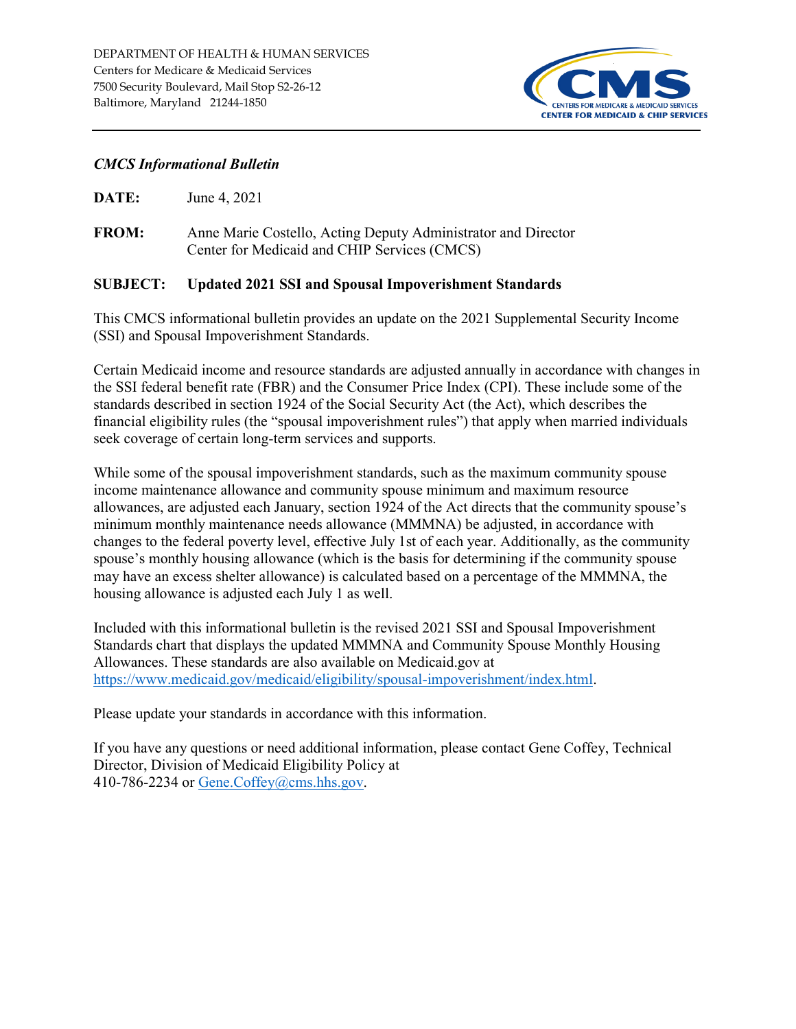DEPARTMENT OF HEALTH & HUMAN SERVICES
Centers for Medicare & Medicaid Services
7500 Security Boulevard, Mail Stop S2-26-12
Baltimore, Maryland 21244-1850

CMS
CENTERS FOR MEDICARE & MEDICAID SERVICES
CENTER FOR MEDICAID & CHIP SERVICES

***CMCS Informational Bulletin***

**DATE:** June 4, 2021

**FROM:** Anne Marie Costello, Acting Deputy Administrator and Director
Center for Medicaid and CHIP Services (CMCS)

**SUBJECT: Updated 2021 SSI and Spousal Impoverishment Standards**

This CMCS informational bulletin provides an update on the 2021 Supplemental Security Income (SSI) and Spousal Impoverishment Standards.

Certain Medicaid income and resource standards are adjusted annually in accordance with changes in the SSI federal benefit rate (FBR) and the Consumer Price Index (CPI). These include some of the standards described in section 1924 of the Social Security Act (the Act), which describes the financial eligibility rules (the "spousal impoverishment rules") that apply when married individuals seek coverage of certain long-term services and supports.

While some of the spousal impoverishment standards, such as the maximum community spouse income maintenance allowance and community spouse minimum and maximum resource allowances, are adjusted each January, section 1924 of the Act directs that the community spouse's minimum monthly maintenance needs allowance (MMMNA) be adjusted, in accordance with changes to the federal poverty level, effective July 1st of each year. Additionally, as the community spouse's monthly housing allowance (which is the basis for determining if the community spouse may have an excess shelter allowance) is calculated based on a percentage of the MMMNA, the housing allowance is adjusted each July 1 as well.

Included with this informational bulletin is the revised 2021 SSI and Spousal Impoverishment Standards chart that displays the updated MMMNA and Community Spouse Monthly Housing Allowances. These standards are also available on Medicaid.gov at https://www.medicaid.gov/medicaid/eligibility/spousal-impoverishment/index.html.

Please update your standards in accordance with this information.

If you have any questions or need additional information, please contact Gene Coffey, Technical Director, Division of Medicaid Eligibility Policy at
410-786-2234 or Gene.Coffey@cms.hhs.gov.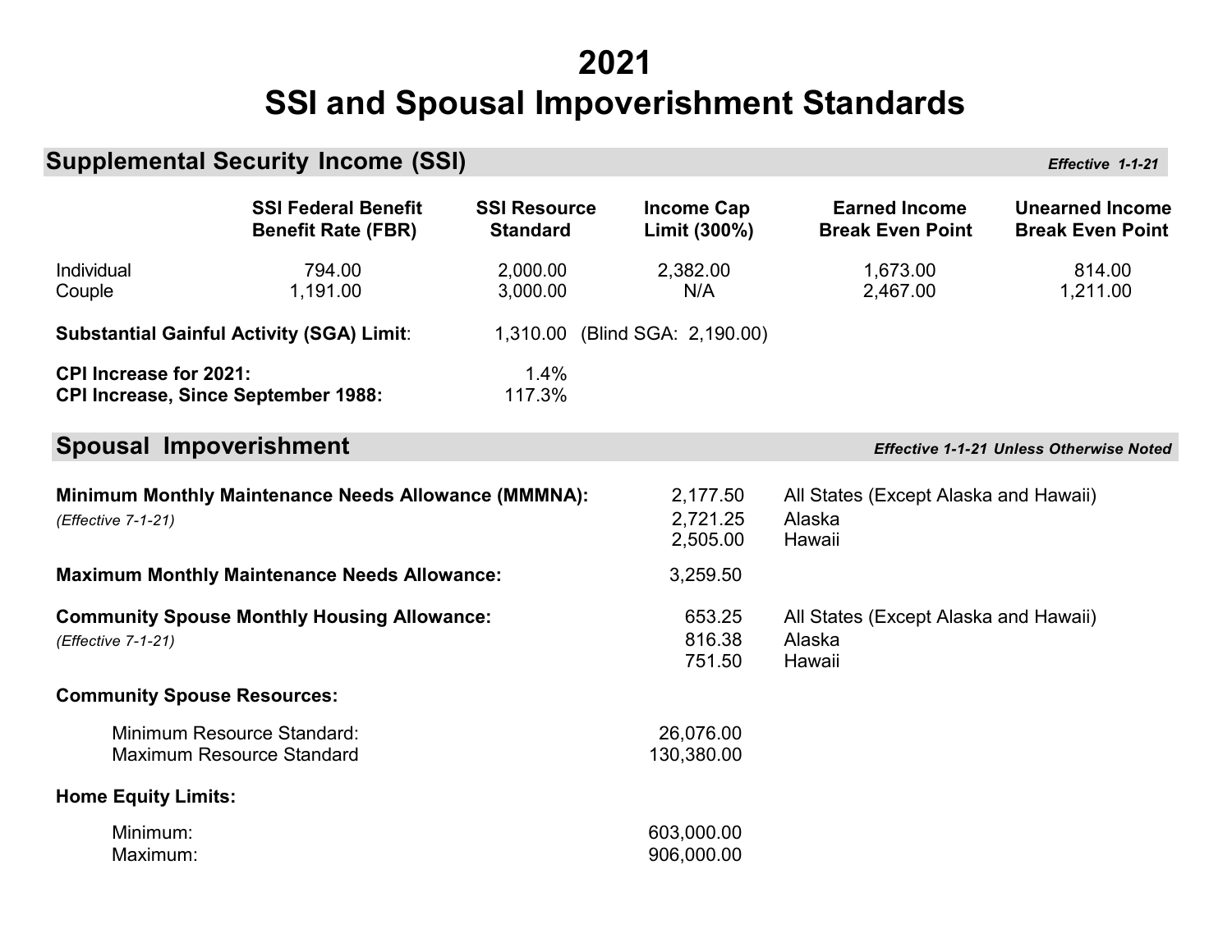# 2021

# SSI and Spousal Impoverishment Standards

## Supplemental Security Income (SSI)

*Effective 1-1-21*

| | SSI Federal Benefit Benefit Rate (FBR) | SSI Resource Standard | Income Cap Limit (300%) | Earned Income Break Even Point | Unearned Income Break Even Point |
|---|---|---|---|---|---|
| Individual | 794.00 | 2,000.00 | 2,382.00 | 1,673.00 | 814.00 |
| Couple | 1,191.00 | 3,000.00 | N/A | 2,467.00 | 1,211.00 |

**Substantial Gainful Activity (SGA) Limit**: 1,310.00 (Blind SGA: 2,190.00)

**CPI Increase for 2021:** 1.4%
**CPI Increase, Since September 1988:** 117.3%

## Spousal Impoverishment

*Effective 1-1-21 Unless Otherwise Noted*

**Minimum Monthly Maintenance Needs Allowance (MMMNA):**
*(Effective 7-1-21)*

| | | |
|---|---|---|
| | 2,177.50 | All States (Except Alaska and Hawaii) |
| | 2,721.25 | Alaska |
| | 2,505.00 | Hawaii |

**Maximum Monthly Maintenance Needs Allowance:** 3,259.50

**Community Spouse Monthly Housing Allowance:**
*(Effective 7-1-21)*

| | | |
|---|---|---|
| | 653.25 | All States (Except Alaska and Hawaii) |
| | 816.38 | Alaska |
| | 751.50 | Hawaii |

**Community Spouse Resources:**

- Minimum Resource Standard: 26,076.00
- Maximum Resource Standard 130,380.00

**Home Equity Limits:**

- Minimum: 603,000.00
- Maximum: 906,000.00